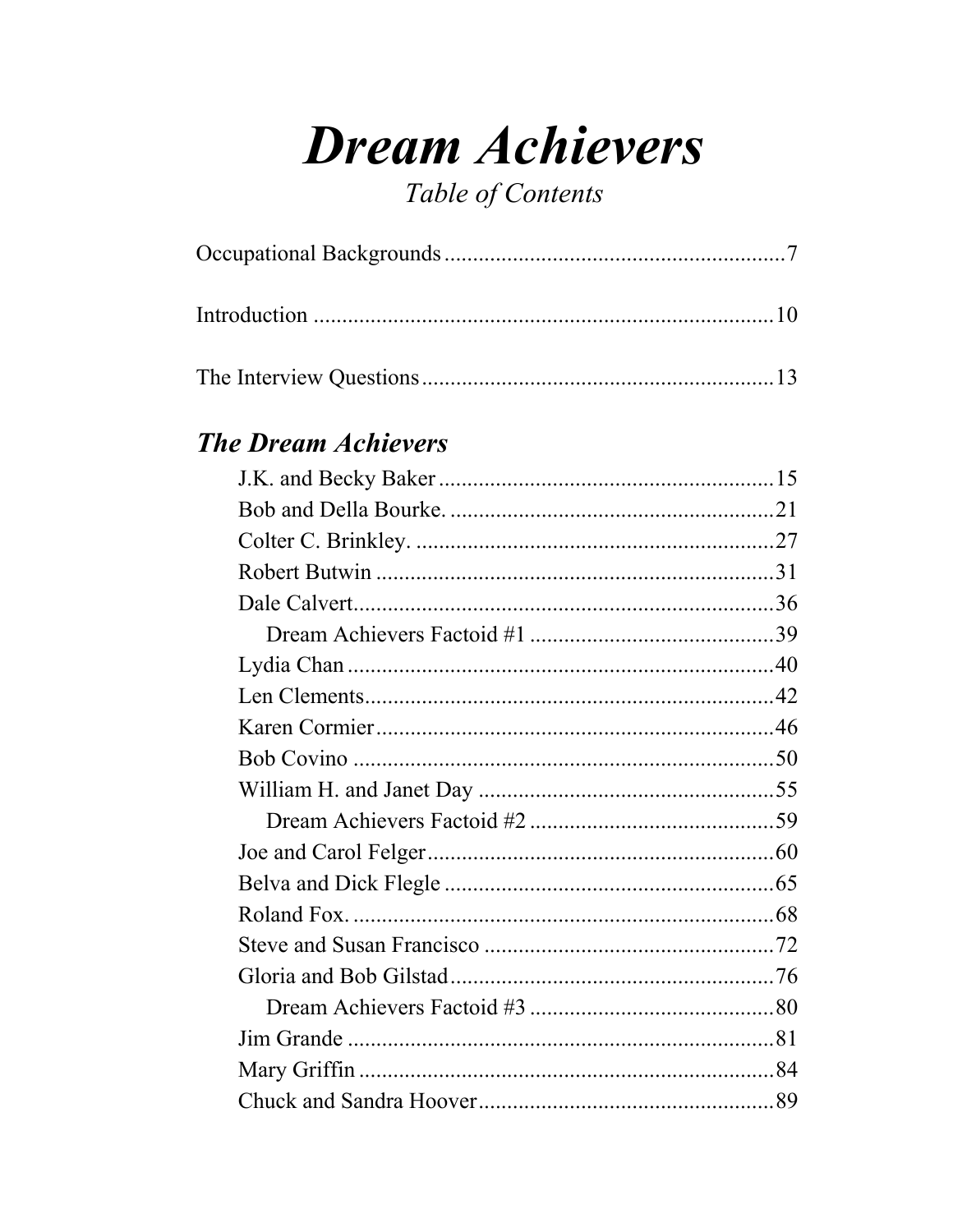# *Dream Achievers*

*Table of Contents*

Occupational Backgrounds .......................................................... 7

Introduction ............................................................................... 10

The Interview Questions ............................................................. 13

## *The Dream Achievers*

- J.K. and Becky Baker ........................................................... 15
- Bob and Della Bourke. ......................................................... 21
- Colter C. Brinkley. ............................................................... 27
- Robert Butwin ...................................................................... 31
- Dale Calvert.......................................................................... 36
  - Dream Achievers Factoid #1 ........................................... 39
- Lydia Chan ........................................................................... 40
- Len Clements........................................................................ 42
- Karen Cormier ...................................................................... 46
- Bob Covino ........................................................................... 50
- William H. and Janet Day .................................................... 55
  - Dream Achievers Factoid #2 ........................................... 59
- Joe and Carol Felger............................................................. 60
- Belva and Dick Flegle .......................................................... 65
- Roland Fox. .......................................................................... 68
- Steve and Susan Francisco ................................................... 72
- Gloria and Bob Gilstad......................................................... 76
  - Dream Achievers Factoid #3 ........................................... 80
- Jim Grande ........................................................................... 81
- Mary Griffin ......................................................................... 84
- Chuck and Sandra Hoover.................................................... 89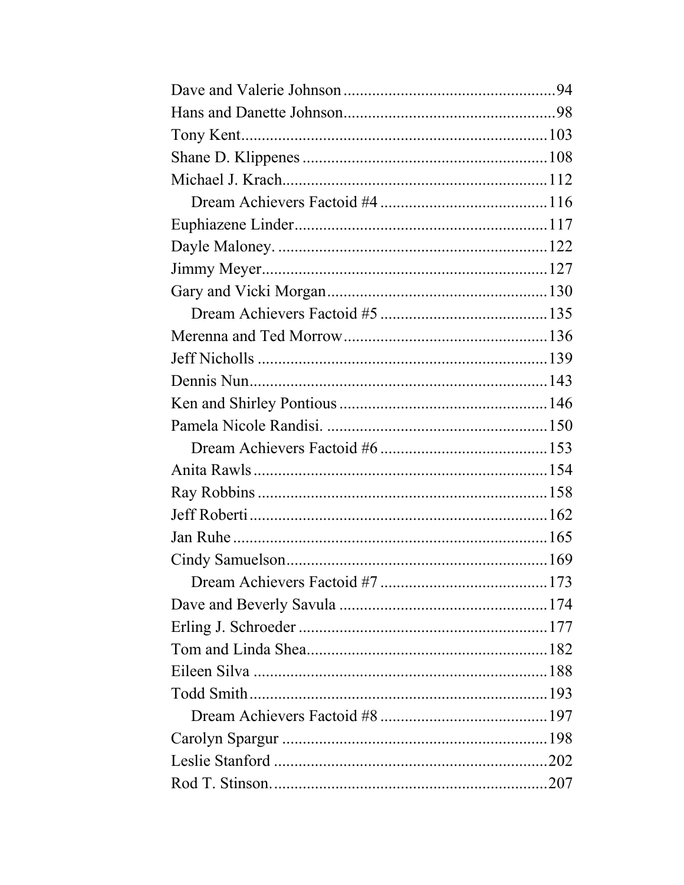Dave and Valerie Johnson ................................................... 94
Hans and Danette Johnson................................................... 98
Tony Kent........................................................................... 103
Shane D. Klippenes ........................................................... 108
Michael J. Krach................................................................. 112
    Dream Achievers Factoid #4 ......................................... 116
Euphiazene Linder............................................................. 117
Dayle Maloney. .................................................................. 122
Jimmy Meyer...................................................................... 127
Gary and Vicki Morgan...................................................... 130
    Dream Achievers Factoid #5 ......................................... 135
Merenna and Ted Morrow.................................................. 136
Jeff Nicholls ....................................................................... 139
Dennis Nun......................................................................... 143
Ken and Shirley Pontious ................................................... 146
Pamela Nicole Randisi. ...................................................... 150
    Dream Achievers Factoid #6 ......................................... 153
Anita Rawls........................................................................ 154
Ray Robbins ....................................................................... 158
Jeff Roberti......................................................................... 162
Jan Ruhe ............................................................................ 165
Cindy Samuelson................................................................ 169
    Dream Achievers Factoid #7 ......................................... 173
Dave and Beverly Savula ................................................... 174
Erling J. Schroeder ............................................................. 177
Tom and Linda Shea........................................................... 182
Eileen Silva ........................................................................ 188
Todd Smith......................................................................... 193
    Dream Achievers Factoid #8 ......................................... 197
Carolyn Spargur ................................................................. 198
Leslie Stanford ................................................................... 202
Rod T. Stinson.................................................................... 207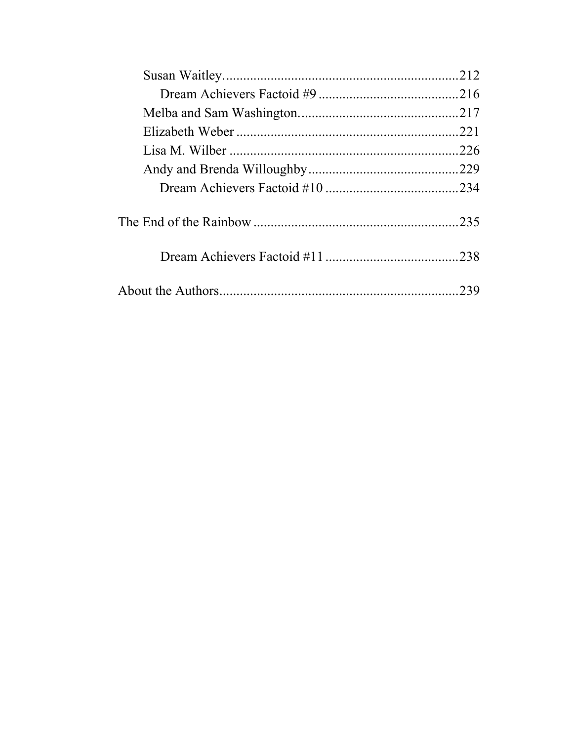Susan Waitley. .....................................................................212

Dream Achievers Factoid #9 .........................................216

Melba and Sam Washington. ..............................................217

Elizabeth Weber ................................................................221

Lisa M. Wilber ..................................................................226

Andy and Brenda Willoughby ............................................229

Dream Achievers Factoid #10 .......................................234

The End of the Rainbow ...........................................................235

Dream Achievers Factoid #11 .......................................238

About the Authors......................................................................239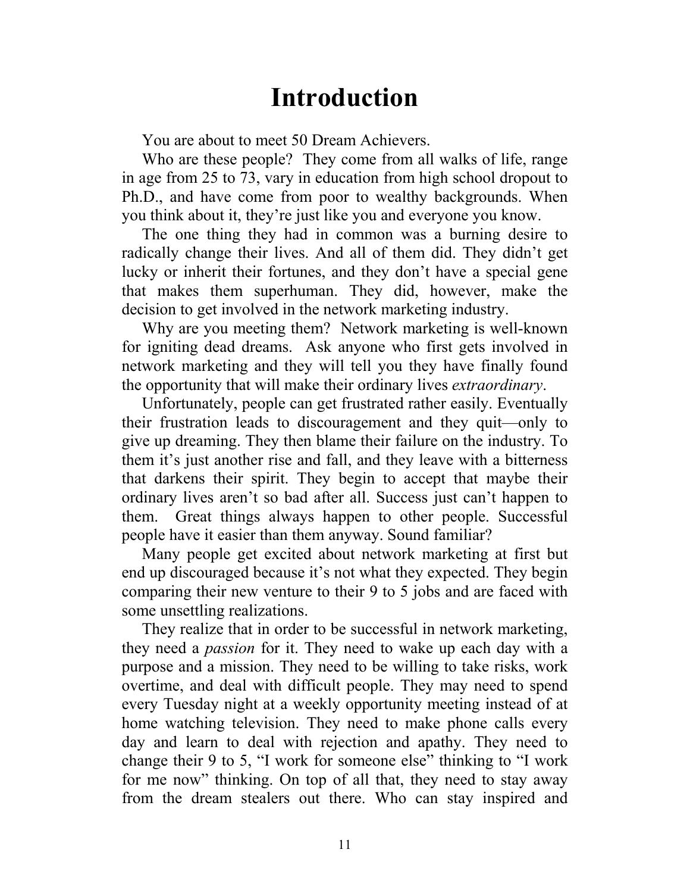# Introduction

You are about to meet 50 Dream Achievers.

Who are these people? They come from all walks of life, range in age from 25 to 73, vary in education from high school dropout to Ph.D., and have come from poor to wealthy backgrounds. When you think about it, they're just like you and everyone you know.

The one thing they had in common was a burning desire to radically change their lives. And all of them did. They didn't get lucky or inherit their fortunes, and they don't have a special gene that makes them superhuman. They did, however, make the decision to get involved in the network marketing industry.

Why are you meeting them? Network marketing is well-known for igniting dead dreams. Ask anyone who first gets involved in network marketing and they will tell you they have finally found the opportunity that will make their ordinary lives *extraordinary*.

Unfortunately, people can get frustrated rather easily. Eventually their frustration leads to discouragement and they quit—only to give up dreaming. They then blame their failure on the industry. To them it's just another rise and fall, and they leave with a bitterness that darkens their spirit. They begin to accept that maybe their ordinary lives aren't so bad after all. Success just can't happen to them. Great things always happen to other people. Successful people have it easier than them anyway. Sound familiar?

Many people get excited about network marketing at first but end up discouraged because it's not what they expected. They begin comparing their new venture to their 9 to 5 jobs and are faced with some unsettling realizations.

They realize that in order to be successful in network marketing, they need a *passion* for it. They need to wake up each day with a purpose and a mission. They need to be willing to take risks, work overtime, and deal with difficult people. They may need to spend every Tuesday night at a weekly opportunity meeting instead of at home watching television. They need to make phone calls every day and learn to deal with rejection and apathy. They need to change their 9 to 5, "I work for someone else" thinking to "I work for me now" thinking. On top of all that, they need to stay away from the dream stealers out there. Who can stay inspired and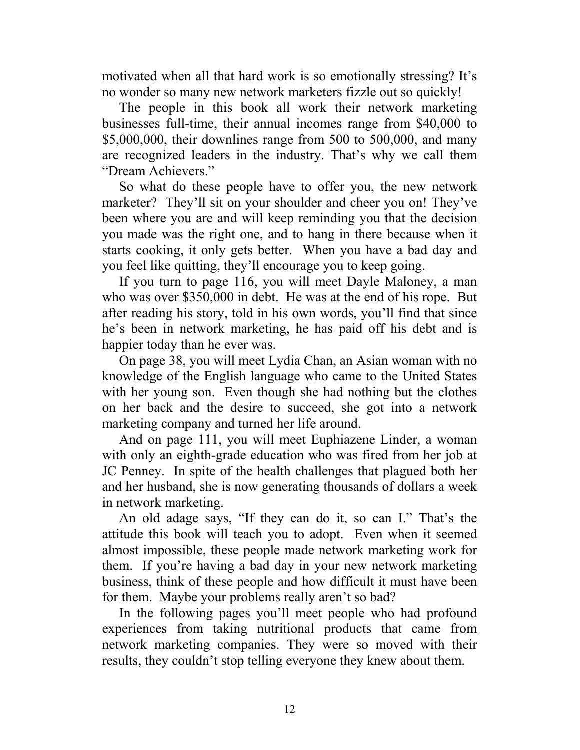motivated when all that hard work is so emotionally stressing? It's no wonder so many new network marketers fizzle out so quickly!

The people in this book all work their network marketing businesses full-time, their annual incomes range from $40,000 to $5,000,000, their downlines range from 500 to 500,000, and many are recognized leaders in the industry. That's why we call them "Dream Achievers."

So what do these people have to offer you, the new network marketer? They'll sit on your shoulder and cheer you on! They've been where you are and will keep reminding you that the decision you made was the right one, and to hang in there because when it starts cooking, it only gets better. When you have a bad day and you feel like quitting, they'll encourage you to keep going.

If you turn to page 116, you will meet Dayle Maloney, a man who was over $350,000 in debt. He was at the end of his rope. But after reading his story, told in his own words, you'll find that since he's been in network marketing, he has paid off his debt and is happier today than he ever was.

On page 38, you will meet Lydia Chan, an Asian woman with no knowledge of the English language who came to the United States with her young son. Even though she had nothing but the clothes on her back and the desire to succeed, she got into a network marketing company and turned her life around.

And on page 111, you will meet Euphiazene Linder, a woman with only an eighth-grade education who was fired from her job at JC Penney. In spite of the health challenges that plagued both her and her husband, she is now generating thousands of dollars a week in network marketing.

An old adage says, "If they can do it, so can I." That's the attitude this book will teach you to adopt. Even when it seemed almost impossible, these people made network marketing work for them. If you're having a bad day in your new network marketing business, think of these people and how difficult it must have been for them. Maybe your problems really aren't so bad?

In the following pages you'll meet people who had profound experiences from taking nutritional products that came from network marketing companies. They were so moved with their results, they couldn't stop telling everyone they knew about them.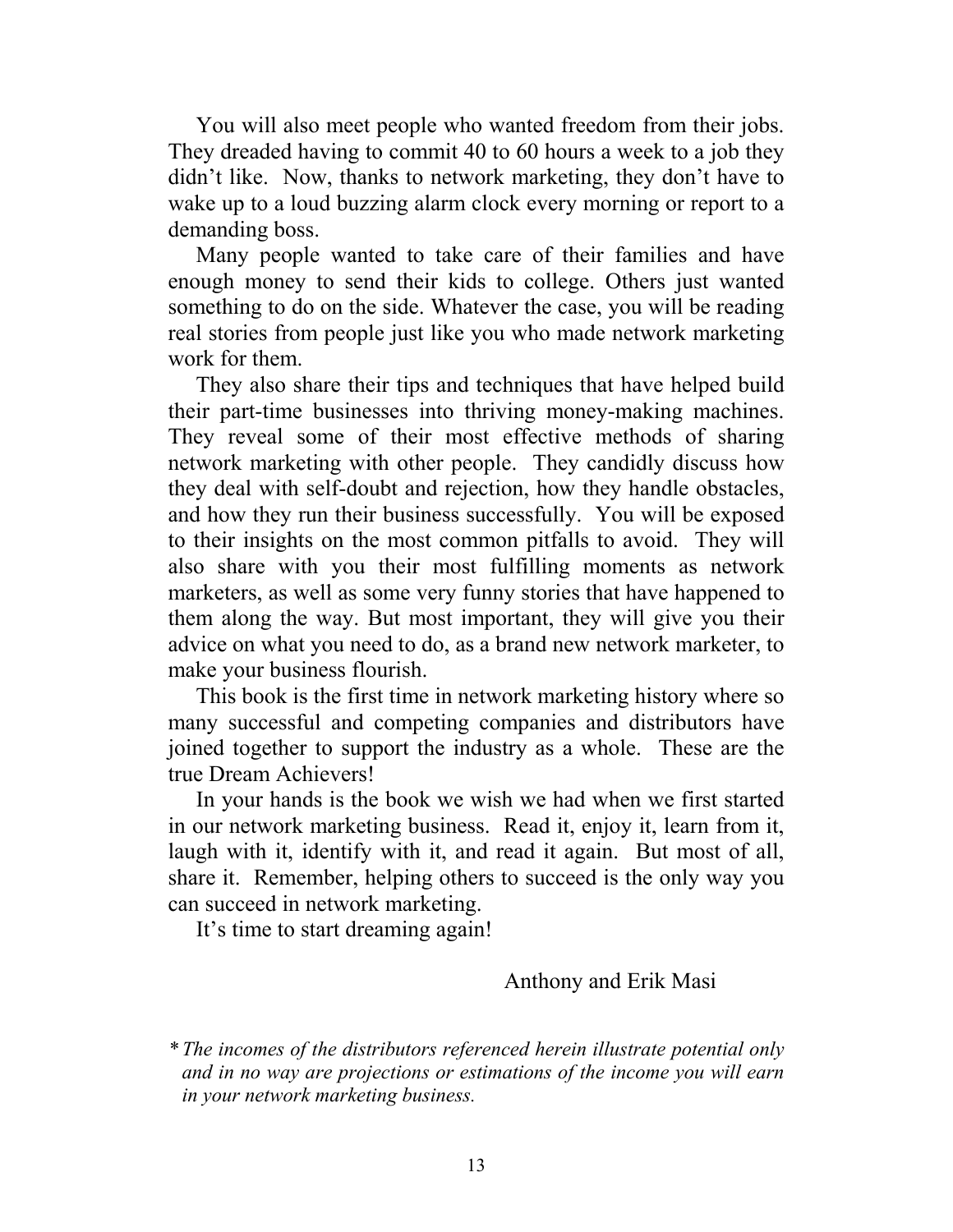You will also meet people who wanted freedom from their jobs. They dreaded having to commit 40 to 60 hours a week to a job they didn't like. Now, thanks to network marketing, they don't have to wake up to a loud buzzing alarm clock every morning or report to a demanding boss.

Many people wanted to take care of their families and have enough money to send their kids to college. Others just wanted something to do on the side. Whatever the case, you will be reading real stories from people just like you who made network marketing work for them.

They also share their tips and techniques that have helped build their part-time businesses into thriving money-making machines. They reveal some of their most effective methods of sharing network marketing with other people. They candidly discuss how they deal with self-doubt and rejection, how they handle obstacles, and how they run their business successfully. You will be exposed to their insights on the most common pitfalls to avoid. They will also share with you their most fulfilling moments as network marketers, as well as some very funny stories that have happened to them along the way. But most important, they will give you their advice on what you need to do, as a brand new network marketer, to make your business flourish.

This book is the first time in network marketing history where so many successful and competing companies and distributors have joined together to support the industry as a whole. These are the true Dream Achievers!

In your hands is the book we wish we had when we first started in our network marketing business. Read it, enjoy it, learn from it, laugh with it, identify with it, and read it again. But most of all, share it. Remember, helping others to succeed is the only way you can succeed in network marketing.

It's time to start dreaming again!

Anthony and Erik Masi

\* *The incomes of the distributors referenced herein illustrate potential only and in no way are projections or estimations of the income you will earn in your network marketing business.*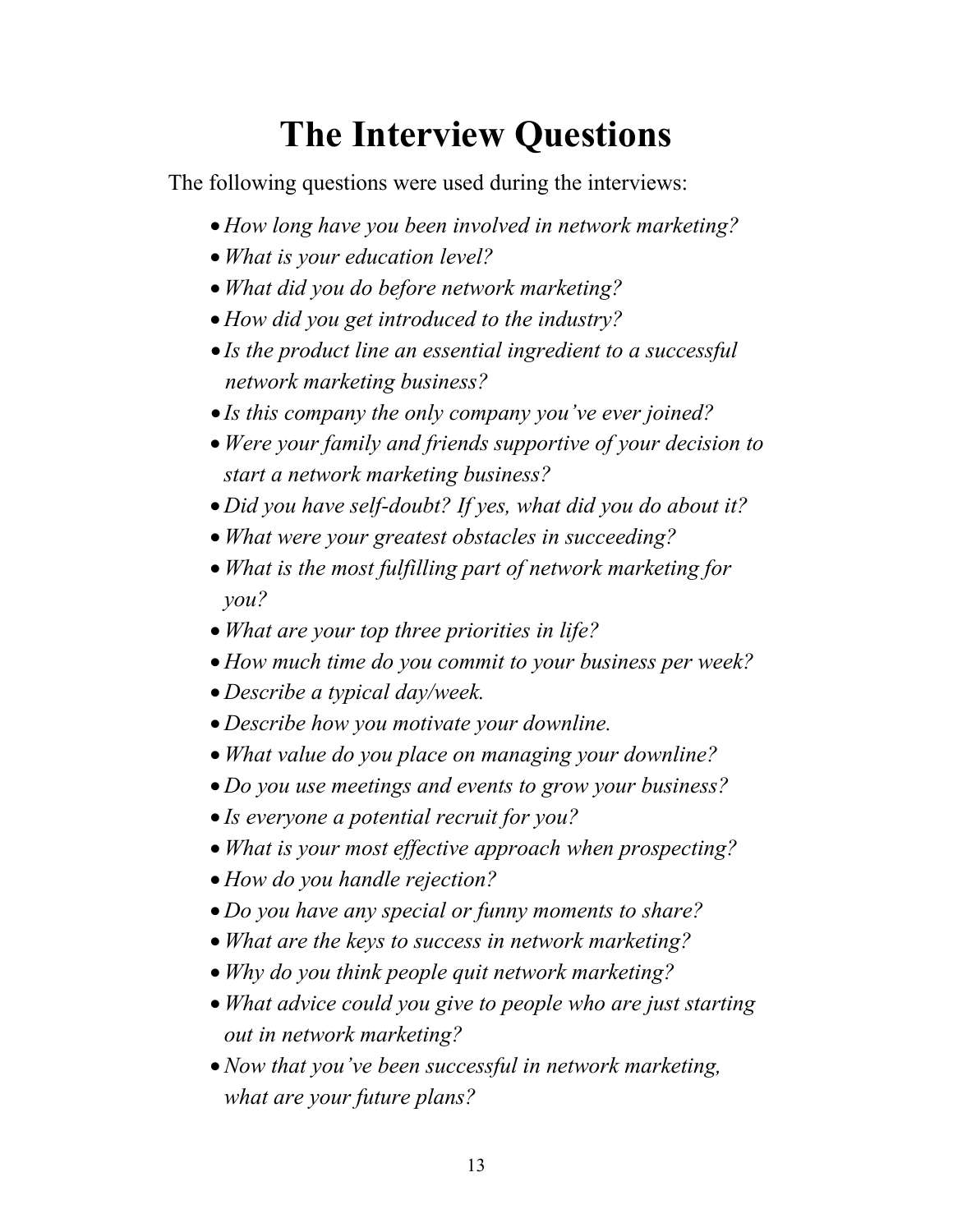# The Interview Questions

The following questions were used during the interviews:

- *How long have you been involved in network marketing?*
- *What is your education level?*
- *What did you do before network marketing?*
- *How did you get introduced to the industry?*
- *Is the product line an essential ingredient to a successful network marketing business?*
- *Is this company the only company you've ever joined?*
- *Were your family and friends supportive of your decision to start a network marketing business?*
- *Did you have self-doubt? If yes, what did you do about it?*
- *What were your greatest obstacles in succeeding?*
- *What is the most fulfilling part of network marketing for you?*
- *What are your top three priorities in life?*
- *How much time do you commit to your business per week?*
- *Describe a typical day/week.*
- *Describe how you motivate your downline.*
- *What value do you place on managing your downline?*
- *Do you use meetings and events to grow your business?*
- *Is everyone a potential recruit for you?*
- *What is your most effective approach when prospecting?*
- *How do you handle rejection?*
- *Do you have any special or funny moments to share?*
- *What are the keys to success in network marketing?*
- *Why do you think people quit network marketing?*
- *What advice could you give to people who are just starting out in network marketing?*
- *Now that you've been successful in network marketing, what are your future plans?*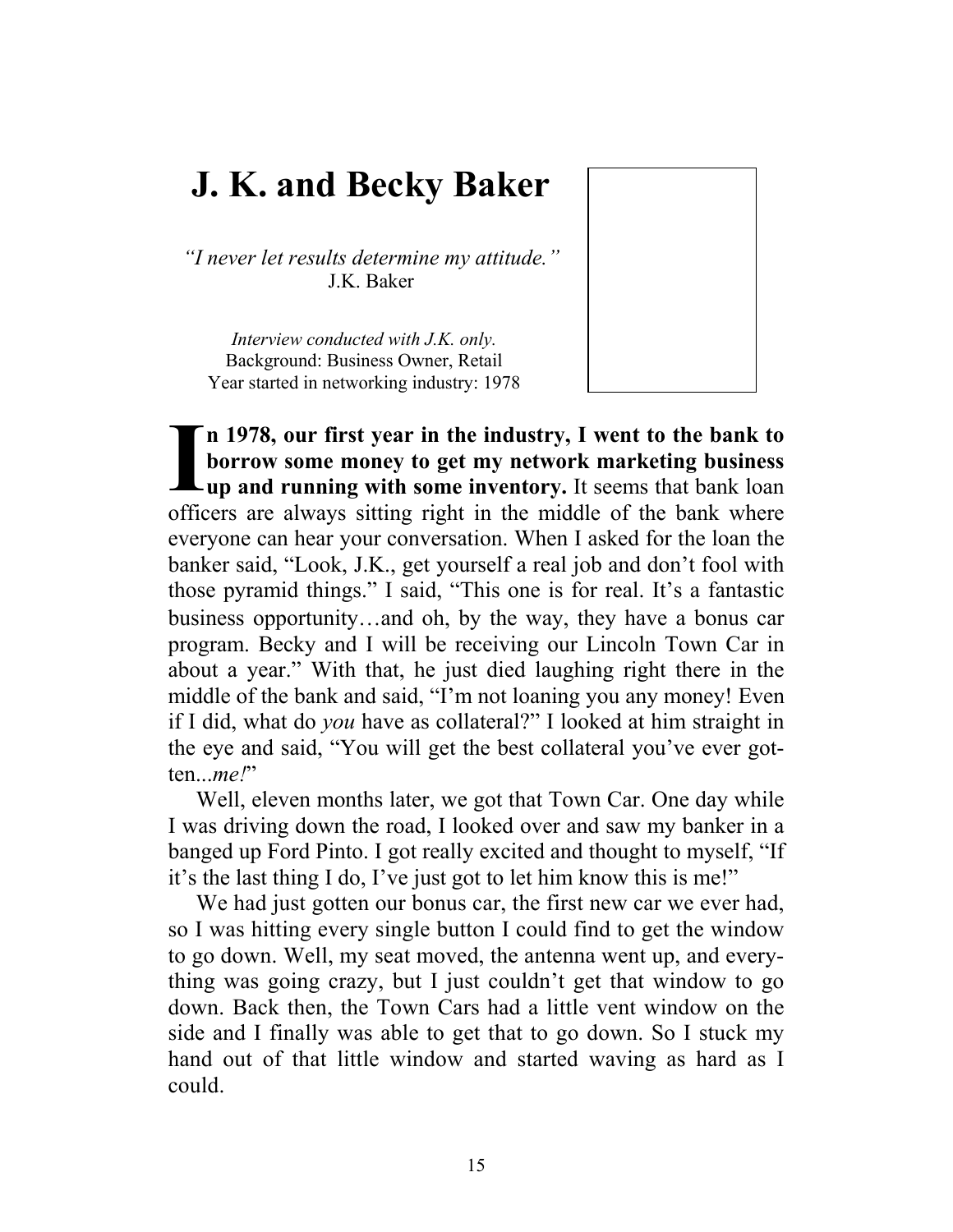# J. K. and Becky Baker

*"I never let results determine my attitude."*
J.K. Baker

*Interview conducted with J.K. only.*
Background: Business Owner, Retail
Year started in networking industry: 1978

**In 1978, our first year in the industry, I went to the bank to borrow some money to get my network marketing business up and running with some inventory.** It seems that bank loan officers are always sitting right in the middle of the bank where everyone can hear your conversation. When I asked for the loan the banker said, "Look, J.K., get yourself a real job and don't fool with those pyramid things." I said, "This one is for real. It's a fantastic business opportunity…and oh, by the way, they have a bonus car program. Becky and I will be receiving our Lincoln Town Car in about a year." With that, he just died laughing right there in the middle of the bank and said, "I'm not loaning you any money! Even if I did, what do *you* have as collateral?" I looked at him straight in the eye and said, "You will get the best collateral you've ever gotten...*me!*"

Well, eleven months later, we got that Town Car. One day while I was driving down the road, I looked over and saw my banker in a banged up Ford Pinto. I got really excited and thought to myself, "If it's the last thing I do, I've just got to let him know this is me!"

We had just gotten our bonus car, the first new car we ever had, so I was hitting every single button I could find to get the window to go down. Well, my seat moved, the antenna went up, and everything was going crazy, but I just couldn't get that window to go down. Back then, the Town Cars had a little vent window on the side and I finally was able to get that to go down. So I stuck my hand out of that little window and started waving as hard as I could.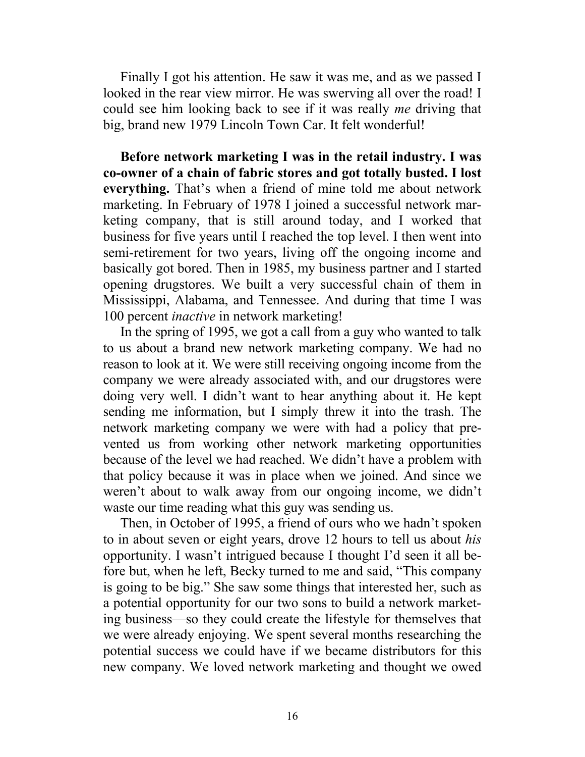Finally I got his attention. He saw it was me, and as we passed I looked in the rear view mirror. He was swerving all over the road! I could see him looking back to see if it was really *me* driving that big, brand new 1979 Lincoln Town Car. It felt wonderful!

**Before network marketing I was in the retail industry. I was co-owner of a chain of fabric stores and got totally busted. I lost everything.** That's when a friend of mine told me about network marketing. In February of 1978 I joined a successful network marketing company, that is still around today, and I worked that business for five years until I reached the top level. I then went into semi-retirement for two years, living off the ongoing income and basically got bored. Then in 1985, my business partner and I started opening drugstores. We built a very successful chain of them in Mississippi, Alabama, and Tennessee. And during that time I was 100 percent *inactive* in network marketing!

In the spring of 1995, we got a call from a guy who wanted to talk to us about a brand new network marketing company. We had no reason to look at it. We were still receiving ongoing income from the company we were already associated with, and our drugstores were doing very well. I didn't want to hear anything about it. He kept sending me information, but I simply threw it into the trash. The network marketing company we were with had a policy that prevented us from working other network marketing opportunities because of the level we had reached. We didn't have a problem with that policy because it was in place when we joined. And since we weren't about to walk away from our ongoing income, we didn't waste our time reading what this guy was sending us.

Then, in October of 1995, a friend of ours who we hadn't spoken to in about seven or eight years, drove 12 hours to tell us about *his* opportunity. I wasn't intrigued because I thought I'd seen it all before but, when he left, Becky turned to me and said, "This company is going to be big." She saw some things that interested her, such as a potential opportunity for our two sons to build a network marketing business—so they could create the lifestyle for themselves that we were already enjoying. We spent several months researching the potential success we could have if we became distributors for this new company. We loved network marketing and thought we owed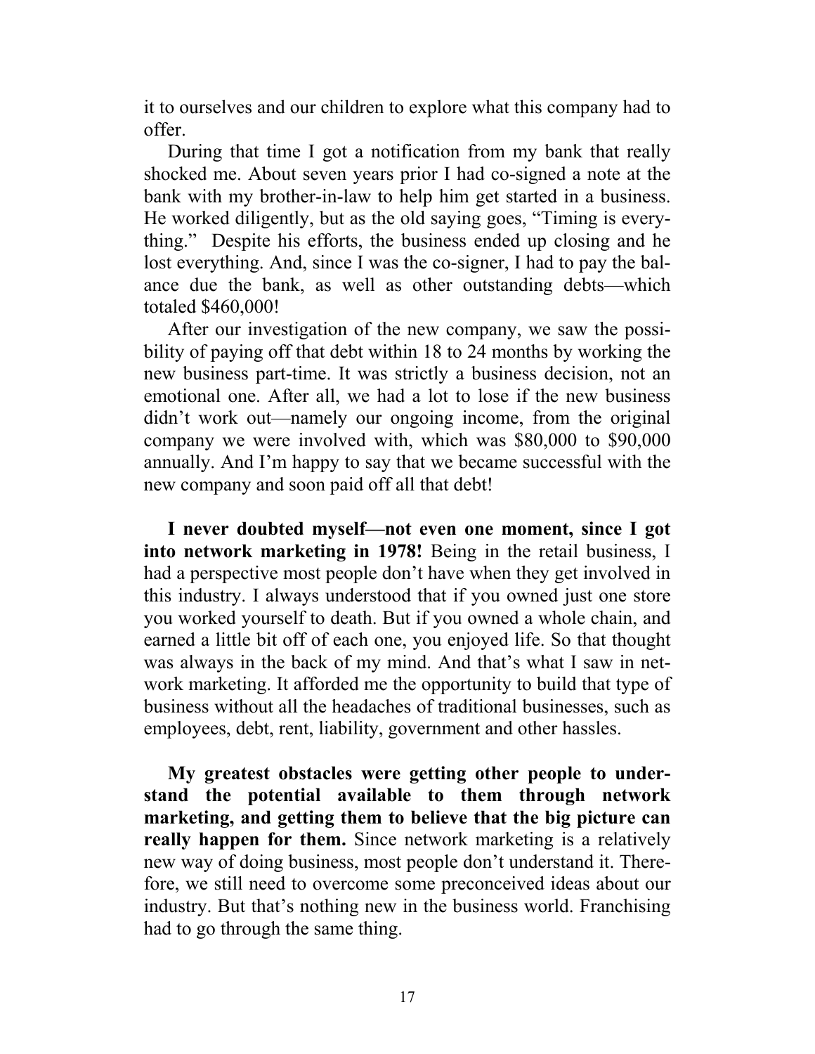it to ourselves and our children to explore what this company had to offer.

During that time I got a notification from my bank that really shocked me. About seven years prior I had co-signed a note at the bank with my brother-in-law to help him get started in a business. He worked diligently, but as the old saying goes, "Timing is everything." Despite his efforts, the business ended up closing and he lost everything. And, since I was the co-signer, I had to pay the balance due the bank, as well as other outstanding debts—which totaled $460,000!

After our investigation of the new company, we saw the possibility of paying off that debt within 18 to 24 months by working the new business part-time. It was strictly a business decision, not an emotional one. After all, we had a lot to lose if the new business didn't work out—namely our ongoing income, from the original company we were involved with, which was $80,000 to $90,000 annually. And I'm happy to say that we became successful with the new company and soon paid off all that debt!

**I never doubted myself—not even one moment, since I got into network marketing in 1978!** Being in the retail business, I had a perspective most people don't have when they get involved in this industry. I always understood that if you owned just one store you worked yourself to death. But if you owned a whole chain, and earned a little bit off of each one, you enjoyed life. So that thought was always in the back of my mind. And that's what I saw in network marketing. It afforded me the opportunity to build that type of business without all the headaches of traditional businesses, such as employees, debt, rent, liability, government and other hassles.

**My greatest obstacles were getting other people to understand the potential available to them through network marketing, and getting them to believe that the big picture can really happen for them.** Since network marketing is a relatively new way of doing business, most people don't understand it. Therefore, we still need to overcome some preconceived ideas about our industry. But that's nothing new in the business world. Franchising had to go through the same thing.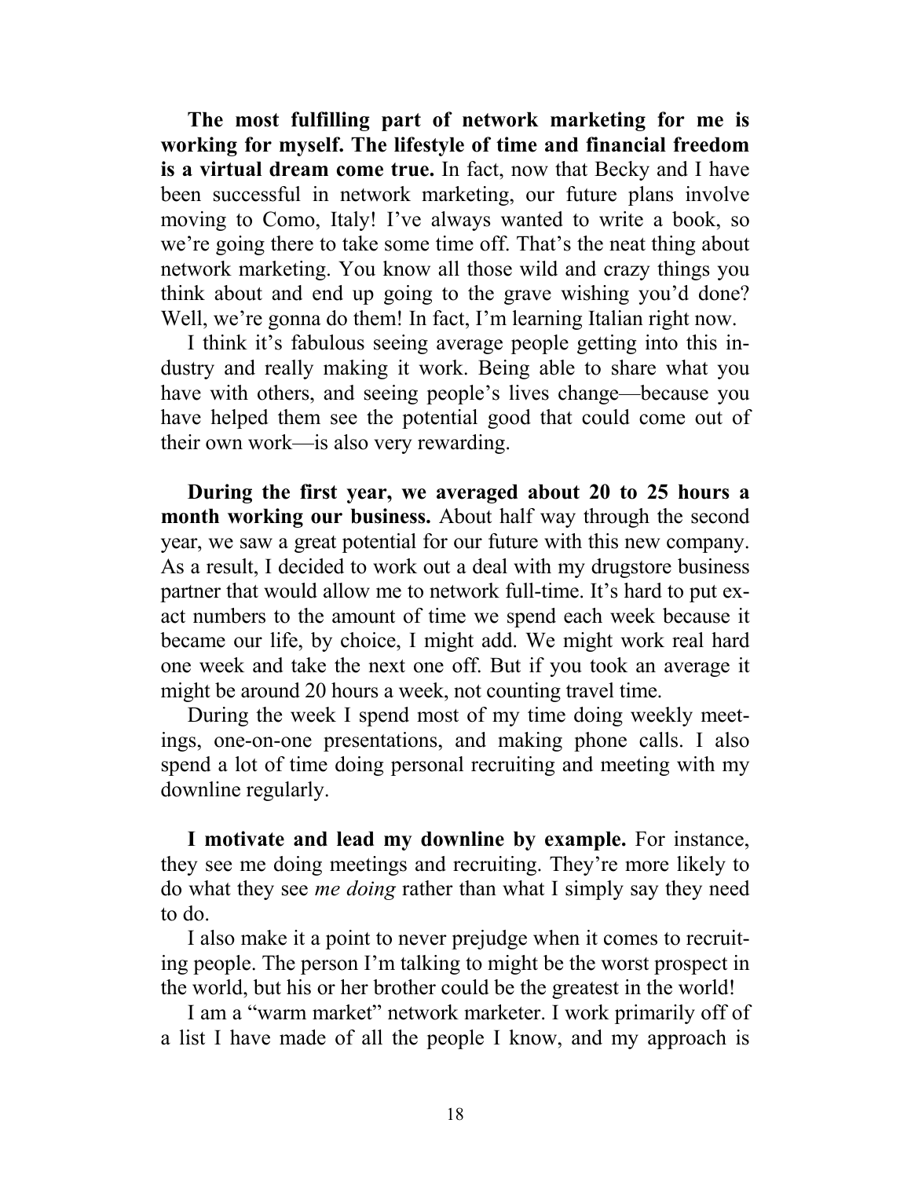**The most fulfilling part of network marketing for me is working for myself. The lifestyle of time and financial freedom is a virtual dream come true.** In fact, now that Becky and I have been successful in network marketing, our future plans involve moving to Como, Italy! I've always wanted to write a book, so we're going there to take some time off. That's the neat thing about network marketing. You know all those wild and crazy things you think about and end up going to the grave wishing you'd done? Well, we're gonna do them! In fact, I'm learning Italian right now.

I think it's fabulous seeing average people getting into this industry and really making it work. Being able to share what you have with others, and seeing people's lives change—because you have helped them see the potential good that could come out of their own work—is also very rewarding.

**During the first year, we averaged about 20 to 25 hours a month working our business.** About half way through the second year, we saw a great potential for our future with this new company. As a result, I decided to work out a deal with my drugstore business partner that would allow me to network full-time. It's hard to put exact numbers to the amount of time we spend each week because it became our life, by choice, I might add. We might work real hard one week and take the next one off. But if you took an average it might be around 20 hours a week, not counting travel time.

During the week I spend most of my time doing weekly meetings, one-on-one presentations, and making phone calls. I also spend a lot of time doing personal recruiting and meeting with my downline regularly.

**I motivate and lead my downline by example.** For instance, they see me doing meetings and recruiting. They're more likely to do what they see *me doing* rather than what I simply say they need to do.

I also make it a point to never prejudge when it comes to recruiting people. The person I'm talking to might be the worst prospect in the world, but his or her brother could be the greatest in the world!

I am a "warm market" network marketer. I work primarily off of a list I have made of all the people I know, and my approach is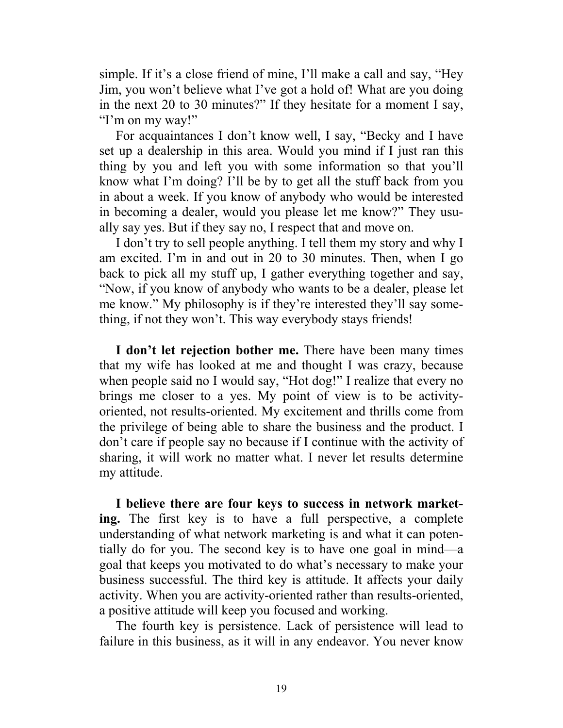simple. If it's a close friend of mine, I'll make a call and say, "Hey Jim, you won't believe what I've got a hold of! What are you doing in the next 20 to 30 minutes?" If they hesitate for a moment I say, "I'm on my way!"

For acquaintances I don't know well, I say, "Becky and I have set up a dealership in this area. Would you mind if I just ran this thing by you and left you with some information so that you'll know what I'm doing? I'll be by to get all the stuff back from you in about a week. If you know of anybody who would be interested in becoming a dealer, would you please let me know?" They usually say yes. But if they say no, I respect that and move on.

I don't try to sell people anything. I tell them my story and why I am excited. I'm in and out in 20 to 30 minutes. Then, when I go back to pick all my stuff up, I gather everything together and say, "Now, if you know of anybody who wants to be a dealer, please let me know." My philosophy is if they're interested they'll say something, if not they won't. This way everybody stays friends!

**I don't let rejection bother me.** There have been many times that my wife has looked at me and thought I was crazy, because when people said no I would say, "Hot dog!" I realize that every no brings me closer to a yes. My point of view is to be activity-oriented, not results-oriented. My excitement and thrills come from the privilege of being able to share the business and the product. I don't care if people say no because if I continue with the activity of sharing, it will work no matter what. I never let results determine my attitude.

**I believe there are four keys to success in network marketing.** The first key is to have a full perspective, a complete understanding of what network marketing is and what it can potentially do for you. The second key is to have one goal in mind—a goal that keeps you motivated to do what's necessary to make your business successful. The third key is attitude. It affects your daily activity. When you are activity-oriented rather than results-oriented, a positive attitude will keep you focused and working.

The fourth key is persistence. Lack of persistence will lead to failure in this business, as it will in any endeavor. You never know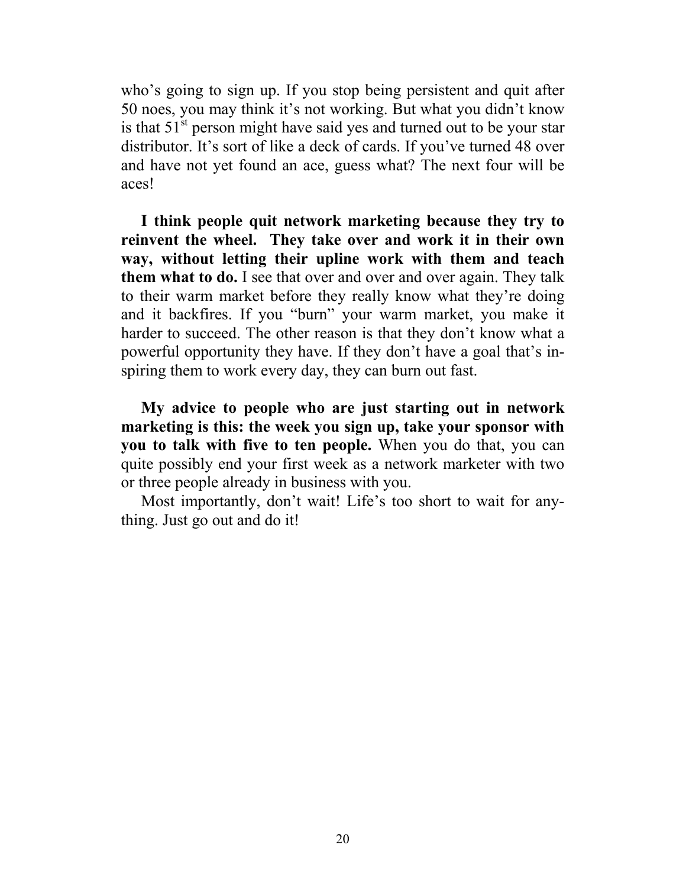who's going to sign up. If you stop being persistent and quit after 50 noes, you may think it's not working. But what you didn't know is that 51st person might have said yes and turned out to be your star distributor. It's sort of like a deck of cards. If you've turned 48 over and have not yet found an ace, guess what? The next four will be aces!

**I think people quit network marketing because they try to reinvent the wheel. They take over and work it in their own way, without letting their upline work with them and teach them what to do.** I see that over and over and over again. They talk to their warm market before they really know what they're doing and it backfires. If you "burn" your warm market, you make it harder to succeed. The other reason is that they don't know what a powerful opportunity they have. If they don't have a goal that's inspiring them to work every day, they can burn out fast.

**My advice to people who are just starting out in network marketing is this: the week you sign up, take your sponsor with you to talk with five to ten people.** When you do that, you can quite possibly end your first week as a network marketer with two or three people already in business with you.

Most importantly, don't wait! Life's too short to wait for anything. Just go out and do it!